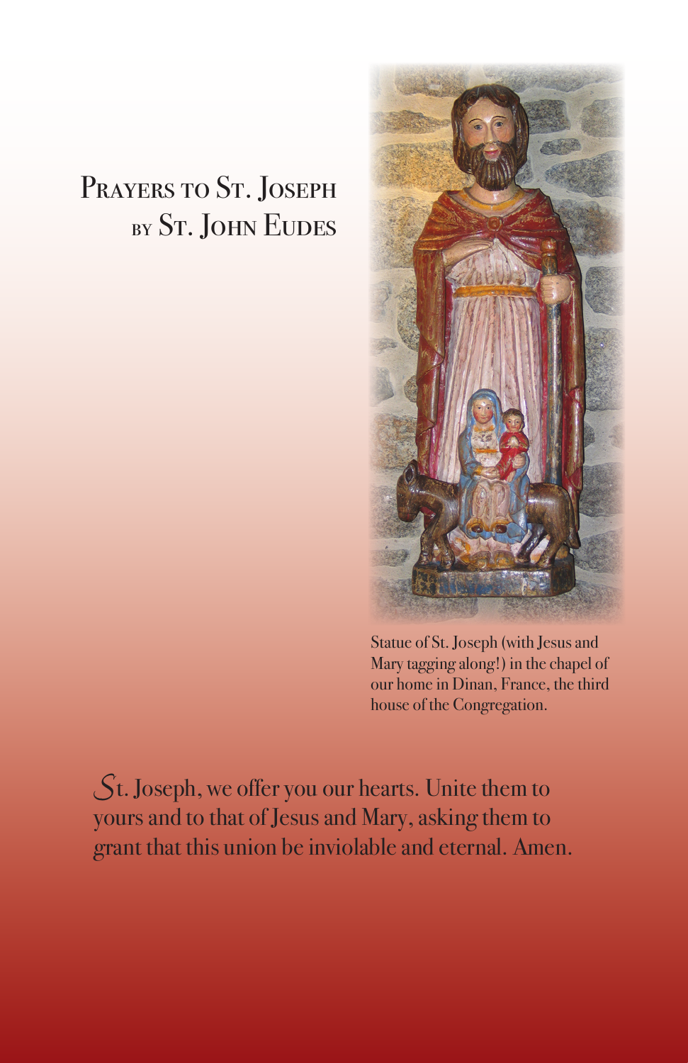# Prayers to St. Joseph by St. John Eudes

Statue of St. Joseph (with Jesus and Mary tagging along!) in the chapel of our home in Dinan, France, the third house of the Congregation.

St. Joseph, we offer you our hearts. Unite them to yours and to that of Jesus and Mary, asking them to grant that this union be inviolable and eternal. Amen.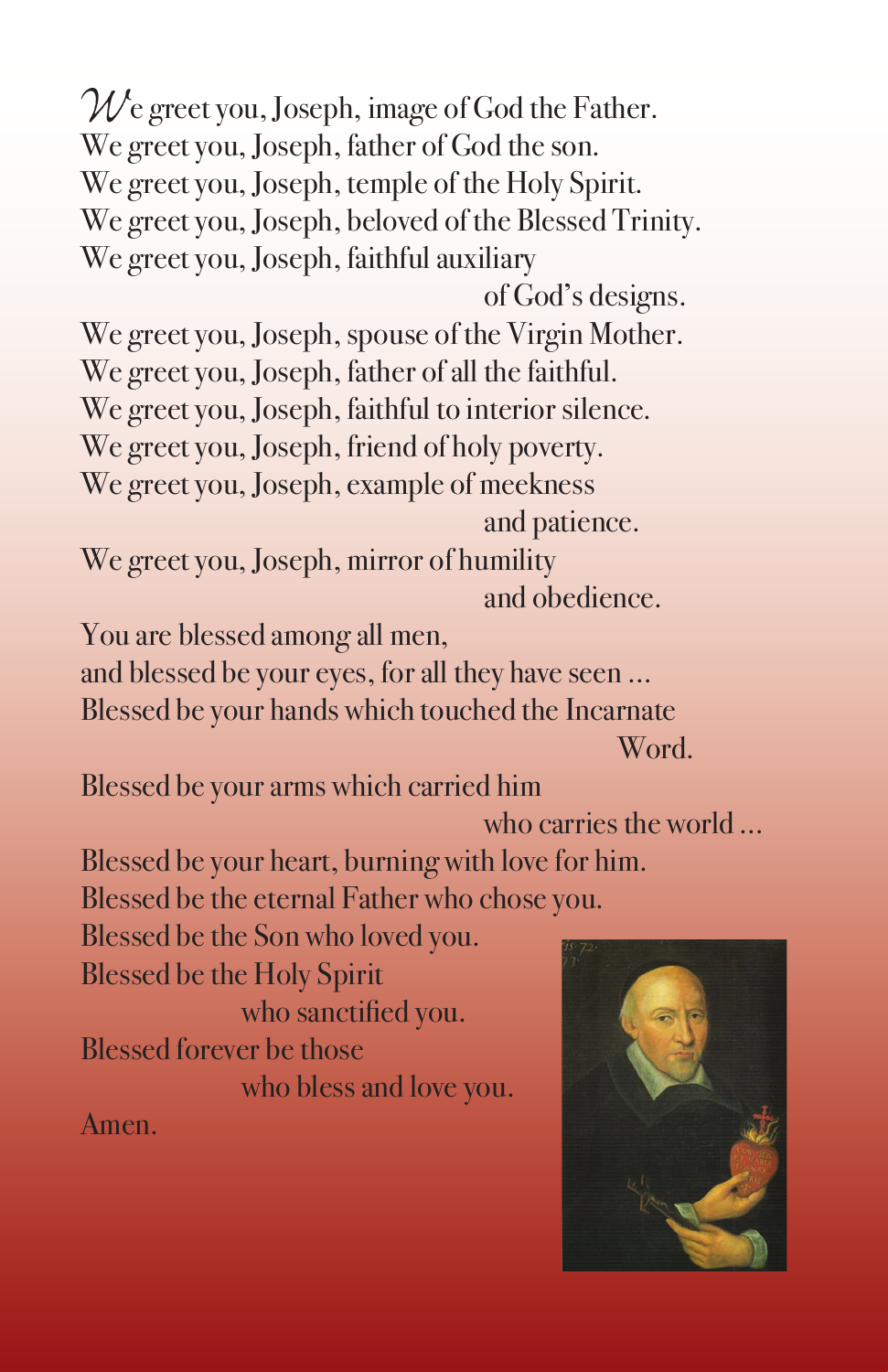We greet you, Joseph, image of God the Father.
We greet you, Joseph, father of God the son.
We greet you, Joseph, temple of the Holy Spirit.
We greet you, Joseph, beloved of the Blessed Trinity.
We greet you, Joseph, faithful auxiliary of God's designs.
We greet you, Joseph, spouse of the Virgin Mother.
We greet you, Joseph, father of all the faithful.
We greet you, Joseph, faithful to interior silence.
We greet you, Joseph, friend of holy poverty.
We greet you, Joseph, example of meekness and patience.
We greet you, Joseph, mirror of humility and obedience.
You are blessed among all men,
and blessed be your eyes, for all they have seen …
Blessed be your hands which touched the Incarnate Word.
Blessed be your arms which carried him who carries the world …
Blessed be your heart, burning with love for him.
Blessed be the eternal Father who chose you.
Blessed be the Son who loved you.
Blessed be the Holy Spirit who sanctified you.
Blessed forever be those who bless and love you.
Amen.